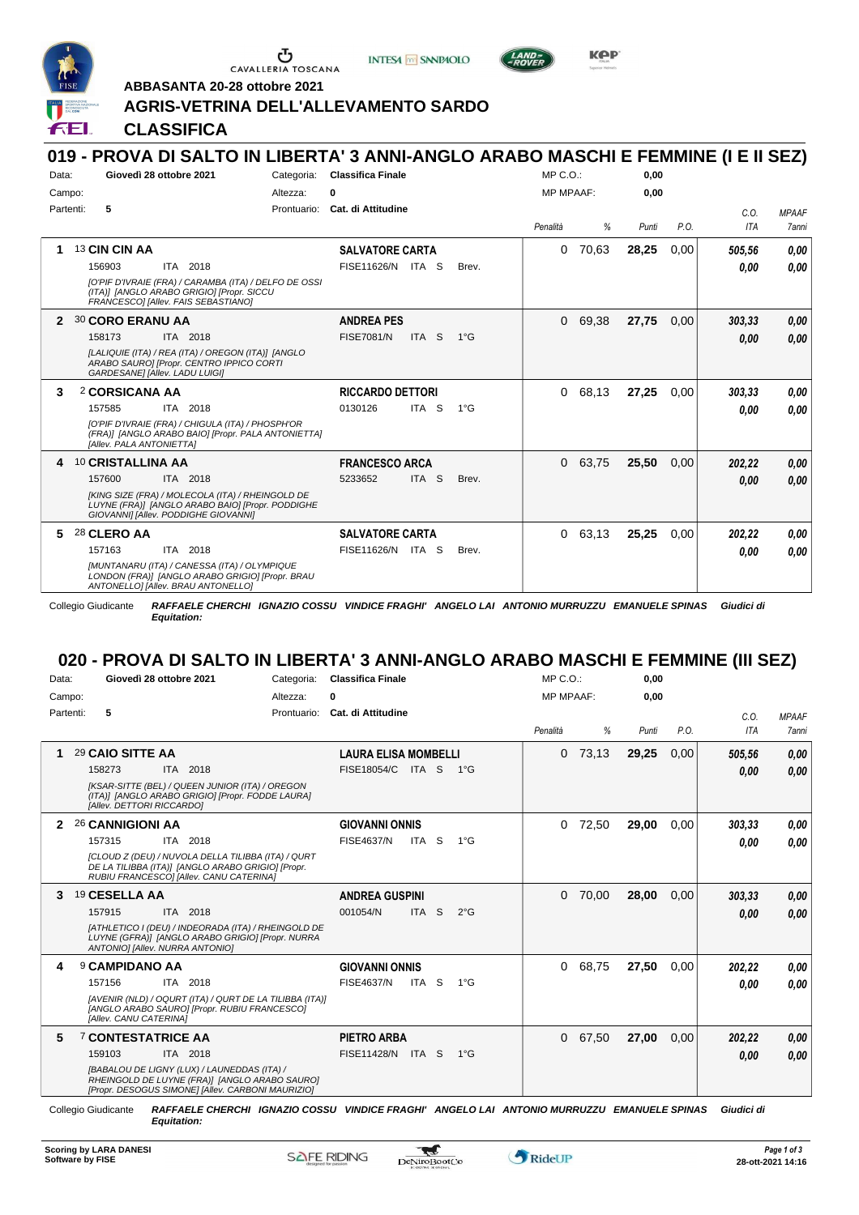ABBASANTA 20-28 ottobre 2021

**AGRIS-VETRINA DELL'ALLEVAMENTO SARDO**

**CLASSIFICA**

## 019 - PROVA DI SALTO IN LIBERTA' 3 ANNI-ANGLO ARABO MASCHI E FEMMINE (I E II SEZ)

Data: Giovedì 28 ottobre 2021 — Categoria: Classifica Finale — MP C.O.: 0,00
Campo: — Altezza: 0 — MP MPAAF: 0,00
Partenti: 5 — Prontuario: Cat. di Attitudine

| | Cavallo | Cavaliere | Penalità | % | Punti | P.O. | C.O. ITA | MPAAF 7anni |
|---|---|---|---|---|---|---|---|---|
| 1 | 13 **CIN CIN AA** 156903 ITA 2018 *[O'PIF D'IVRAIE (FRA) / CARAMBA (ITA) / DELFO DE OSSI (ITA)] [ANGLO ARABO GRIGIO] [Propr. SICCU FRANCESCO] [Allev. FAIS SEBASTIANO]* | **SALVATORE CARTA** FISE11626/N ITA S Brev. | 0 | 70,63 | 28,25 | 0,00 | 505,56 / 0,00 | 0,00 / 0,00 |
| 2 | 30 **CORO ERANU AA** 158173 ITA 2018 *[LALIQUIE (ITA) / REA (ITA) / OREGON (ITA)] [ANGLO ARABO SAURO] [Propr. CENTRO IPPICO CORTI GARDESANE] [Allev. LADU LUIGI]* | **ANDREA PES** FISE7081/N ITA S 1°G | 0 | 69,38 | 27,75 | 0,00 | 303,33 / 0,00 | 0,00 / 0,00 |
| 3 | 2 **CORSICANA AA** 157585 ITA 2018 *[O'PIF D'IVRAIE (FRA) / CHIGULA (ITA) / PHOSPH'OR (FRA)] [ANGLO ARABO BAIO] [Propr. PALA ANTONIETTA] [Allev. PALA ANTONIETTA]* | **RICCARDO DETTORI** 0130126 ITA S 1°G | 0 | 68,13 | 27,25 | 0,00 | 303,33 / 0,00 | 0,00 / 0,00 |
| 4 | 10 **CRISTALLINA AA** 157600 ITA 2018 *[KING SIZE (FRA) / MOLECOLA (ITA) / RHEINGOLD DE LUYNE (FRA)] [ANGLO ARABO BAIO] [Propr. PODDIGHE GIOVANNI] [Allev. PODDIGHE GIOVANNI]* | **FRANCESCO ARCA** 5233652 ITA S Brev. | 0 | 63,75 | 25,50 | 0,00 | 202,22 / 0,00 | 0,00 / 0,00 |
| 5 | 28 **CLERO AA** 157163 ITA 2018 *[MUNTANARU (ITA) / CANESSA (ITA) / OLYMPIQUE LONDON (FRA)] [ANGLO ARABO GRIGIO] [Propr. BRAU ANTONELLO] [Allev. BRAU ANTONELLO]* | **SALVATORE CARTA** FISE11626/N ITA S Brev. | 0 | 63,13 | 25,25 | 0,00 | 202,22 / 0,00 | 0,00 / 0,00 |

Collegio Giudicante *RAFFAELE CHERCHI IGNAZIO COSSU VINDICE FRAGHI' ANGELO LAI ANTONIO MURRUZZU EMANUELE SPINAS Giudici di Equitation:*

## 020 - PROVA DI SALTO IN LIBERTA' 3 ANNI-ANGLO ARABO MASCHI E FEMMINE (III SEZ)

Data: Giovedì 28 ottobre 2021 — Categoria: Classifica Finale — MP C.O.: 0,00
Campo: — Altezza: 0 — MP MPAAF: 0,00
Partenti: 5 — Prontuario: Cat. di Attitudine

| | Cavallo | Cavaliere | Penalità | % | Punti | P.O. | C.O. ITA | MPAAF 7anni |
|---|---|---|---|---|---|---|---|---|
| 1 | 29 **CAIO SITTE AA** 158273 ITA 2018 *[KSAR-SITTE (BEL) / QUEEN JUNIOR (ITA) / OREGON (ITA)] [ANGLO ARABO GRIGIO] [Propr. FODDE LAURA] [Allev. DETTORI RICCARDO]* | **LAURA ELISA MOMBELLI** FISE18054/C ITA S 1°G | 0 | 73,13 | 29,25 | 0,00 | 505,56 / 0,00 | 0,00 / 0,00 |
| 2 | 26 **CANNIGIONI AA** 157315 ITA 2018 *[CLOUD Z (DEU) / NUVOLA DELLA TILIBBA (ITA) / QURT DE LA TILIBBA (ITA)] [ANGLO ARABO GRIGIO] [Propr. RUBIU FRANCESCO] [Allev. CANU CATERINA]* | **GIOVANNI ONNIS** FISE4637/N ITA S 1°G | 0 | 72,50 | 29,00 | 0,00 | 303,33 / 0,00 | 0,00 / 0,00 |
| 3 | 19 **CESELLA AA** 157915 ITA 2018 *[ATHLETICO I (DEU) / INDEORADA (ITA) / RHEINGOLD DE LUYNE (GFRA)] [ANGLO ARABO GRIGIO] [Propr. NURRA ANTONIO] [Allev. NURRA ANTONIO]* | **ANDREA GUSPINI** 001054/N ITA S 2°G | 0 | 70,00 | 28,00 | 0,00 | 303,33 / 0,00 | 0,00 / 0,00 |
| 4 | 9 **CAMPIDANO AA** 157156 ITA 2018 *[AVENIR (NLD) / OQURT (ITA) / QURT DE LA TILIBBA (ITA)] [ANGLO ARABO SAURO] [Propr. RUBIU FRANCESCO] [Allev. CANU CATERINA]* | **GIOVANNI ONNIS** FISE4637/N ITA S 1°G | 0 | 68,75 | 27,50 | 0,00 | 202,22 / 0,00 | 0,00 / 0,00 |
| 5 | 7 **CONTESTATRICE AA** 159103 ITA 2018 *[BABALOU DE LIGNY (LUX) / LAUNEDDAS (ITA) / RHEINGOLD DE LUYNE (FRA)] [ANGLO ARABO SAURO] [Propr. DESOGUS SIMONE] [Allev. CARBONI MAURIZIO]* | **PIETRO ARBA** FISE11428/N ITA S 1°G | 0 | 67,50 | 27,00 | 0,00 | 202,22 / 0,00 | 0,00 / 0,00 |

Collegio Giudicante *RAFFAELE CHERCHI IGNAZIO COSSU VINDICE FRAGHI' ANGELO LAI ANTONIO MURRUZZU EMANUELE SPINAS Giudici di Equitation:*

Scoring by LARA DANESI
Software by FISE

28-ott-2021 14:16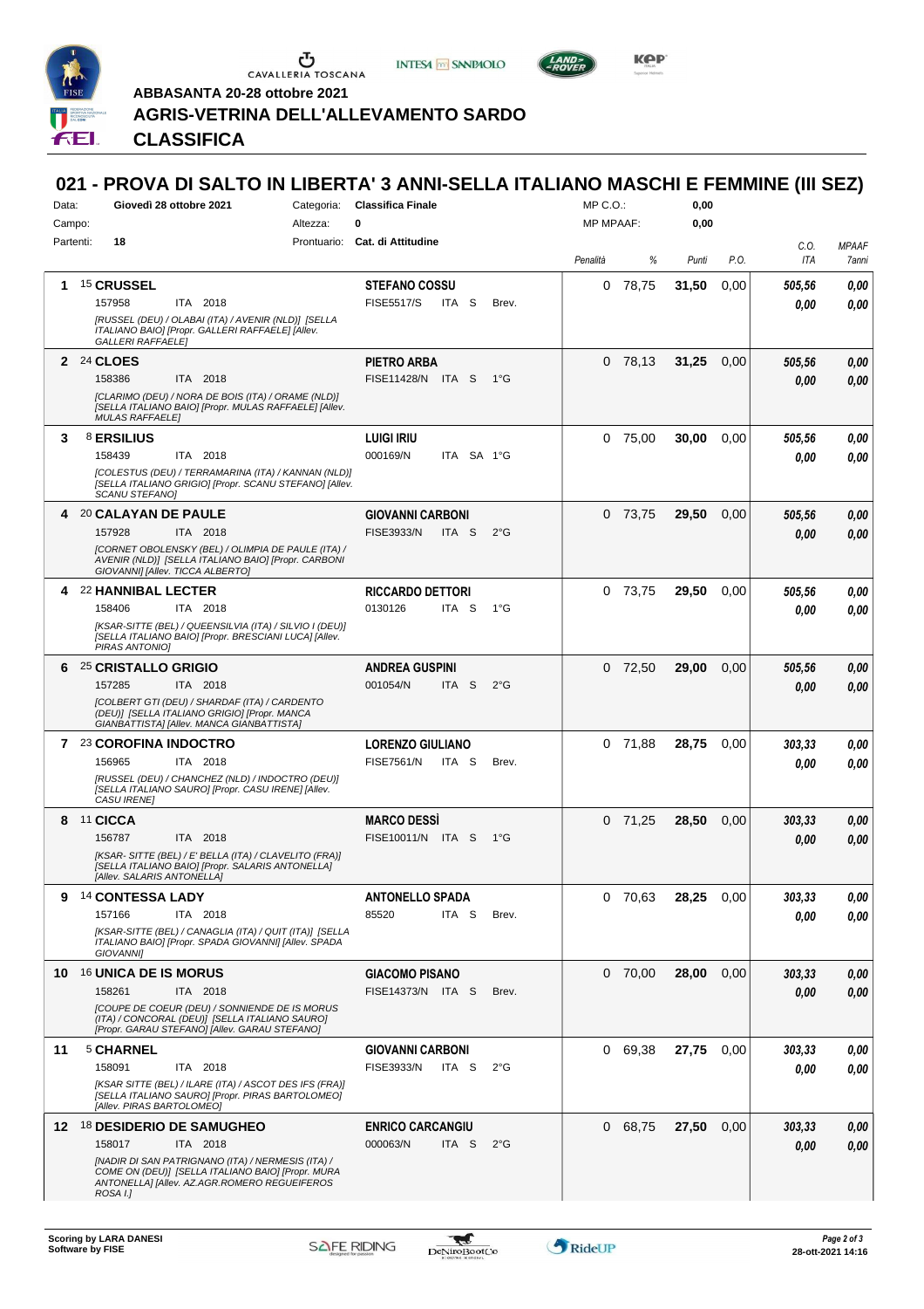ABBASANTA 20-28 ottobre 2021

# AGRIS-VETRINA DELL'ALLEVAMENTO SARDO

## CLASSIFICA

### 021 - PROVA DI SALTO IN LIBERTA' 3 ANNI-SELLA ITALIANO MASCHI E FEMMINE (III SEZ)

Data: **Giovedì 28 ottobre 2021** Categoria: **Classifica Finale** MP C.O.: **0,00**
Campo: Altezza: **0** MP MPAAF: **0,00**
Partenti: **18** Prontuario: **Cat. di Attitudine**

| | Cavallo | Cavaliere | Penalità | % | Punti | P.O. | C.O. ITA | MPAAF 7anni |
|---|---|---|---|---|---|---|---|---|
| 1 | 15 **CRUSSEL**<br>157958 ITA 2018<br>*[RUSSEL (DEU) / OLABAI (ITA) / AVENIR (NLD)] [SELLA ITALIANO BAIO] [Propr. GALLERI RAFFAELE] [Allev. GALLERI RAFFAELE]* | **STEFANO COSSU**<br>FISE5517/S ITA S Brev. | 0 | 78,75 | **31,50** | 0,00 | *505,56*<br>*0,00* | *0,00*<br>*0,00* |
| 2 | 24 **CLOES**<br>158386 ITA 2018<br>*[CLARIMO (DEU) / NORA DE BOIS (ITA) / ORAME (NLD)] [SELLA ITALIANO BAIO] [Propr. MULAS RAFFAELE] [Allev. MULAS RAFFAELE]* | **PIETRO ARBA**<br>FISE11428/N ITA S 1°G | 0 | 78,13 | **31,25** | 0,00 | *505,56*<br>*0,00* | *0,00*<br>*0,00* |
| 3 | 8 **ERSILIUS**<br>158439 ITA 2018<br>*[COLESTUS (DEU) / TERRAMARINA (ITA) / KANNAN (NLD)] [SELLA ITALIANO GRIGIO] [Propr. SCANU STEFANO] [Allev. SCANU STEFANO]* | **LUIGI IRIU**<br>000169/N ITA SA 1°G | 0 | 75,00 | **30,00** | 0,00 | *505,56*<br>*0,00* | *0,00*<br>*0,00* |
| 4 | 20 **CALAYAN DE PAULE**<br>157928 ITA 2018<br>*[CORNET OBOLENSKY (BEL) / OLIMPIA DE PAULE (ITA) / AVENIR (NLD)] [SELLA ITALIANO BAIO] [Propr. CARBONI GIOVANNI] [Allev. TICCA ALBERTO]* | **GIOVANNI CARBONI**<br>FISE3933/N ITA S 2°G | 0 | 73,75 | **29,50** | 0,00 | *505,56*<br>*0,00* | *0,00*<br>*0,00* |
| 4 | 22 **HANNIBAL LECTER**<br>158406 ITA 2018<br>*[KSAR-SITTE (BEL) / QUEENSILVIA (ITA) / SILVIO I (DEU)] [SELLA ITALIANO BAIO] [Propr. BRESCIANI LUCA] [Allev. PIRAS ANTONIO]* | **RICCARDO DETTORI**<br>0130126 ITA S 1°G | 0 | 73,75 | **29,50** | 0,00 | *505,56*<br>*0,00* | *0,00*<br>*0,00* |
| 6 | 25 **CRISTALLO GRIGIO**<br>157285 ITA 2018<br>*[COLBERT GTI (DEU) / SHARDAF (ITA) / CARDENTO (DEU)] [SELLA ITALIANO GRIGIO] [Propr. MANCA GIANBATTISTA] [Allev. MANCA GIANBATTISTA]* | **ANDREA GUSPINI**<br>001054/N ITA S 2°G | 0 | 72,50 | **29,00** | 0,00 | *505,56*<br>*0,00* | *0,00*<br>*0,00* |
| 7 | 23 **COROFINA INDOCTRO**<br>156965 ITA 2018<br>*[RUSSEL (DEU) / CHANCHEZ (NLD) / INDOCTRO (DEU)] [SELLA ITALIANO SAURO] [Propr. CASU IRENE] [Allev. CASU IRENE]* | **LORENZO GIULIANO**<br>FISE7561/N ITA S Brev. | 0 | 71,88 | **28,75** | 0,00 | *303,33*<br>*0,00* | *0,00*<br>*0,00* |
| 8 | 11 **CICCA**<br>156787 ITA 2018<br>*[KSAR- SITTE (BEL) / E' BELLA (ITA) / CLAVELITO (FRA)] [SELLA ITALIANO BAIO] [Propr. SALARIS ANTONELLA] [Allev. SALARIS ANTONELLA]* | **MARCO DESSÌ**<br>FISE10011/N ITA S 1°G | 0 | 71,25 | **28,50** | 0,00 | *303,33*<br>*0,00* | *0,00*<br>*0,00* |
| 9 | 14 **CONTESSA LADY**<br>157166 ITA 2018<br>*[KSAR-SITTE (BEL) / CANAGLIA (ITA) / QUIT (ITA)] [SELLA ITALIANO BAIO] [Propr. SPADA GIOVANNI] [Allev. SPADA GIOVANNI]* | **ANTONELLO SPADA**<br>85520 ITA S Brev. | 0 | 70,63 | **28,25** | 0,00 | *303,33*<br>*0,00* | *0,00*<br>*0,00* |
| 10 | 16 **UNICA DE IS MORUS**<br>158261 ITA 2018<br>*[COUPE DE COEUR (DEU) / SONNIENDE DE IS MORUS (ITA) / CONCORAL (DEU)] [SELLA ITALIANO SAURO] [Propr. GARAU STEFANO] [Allev. GARAU STEFANO]* | **GIACOMO PISANO**<br>FISE14373/N ITA S Brev. | 0 | 70,00 | **28,00** | 0,00 | *303,33*<br>*0,00* | *0,00*<br>*0,00* |
| 11 | 5 **CHARNEL**<br>158091 ITA 2018<br>*[KSAR SITTE (BEL) / ILARE (ITA) / ASCOT DES IFS (FRA)] [SELLA ITALIANO SAURO] [Propr. PIRAS BARTOLOMEO] [Allev. PIRAS BARTOLOMEO]* | **GIOVANNI CARBONI**<br>FISE3933/N ITA S 2°G | 0 | 69,38 | **27,75** | 0,00 | *303,33*<br>*0,00* | *0,00*<br>*0,00* |
| 12 | 18 **DESIDERIO DE SAMUGHEO**<br>158017 ITA 2018<br>*[NADIR DI SAN PATRIGNANO (ITA) / NERMESIS (ITA) / COME ON (DEU)] [SELLA ITALIANO BAIO] [Propr. MURA ANTONELLA] [Allev. AZ.AGR.ROMERO REGUEIFEROS ROSA I.]* | **ENRICO CARCANGIU**<br>000063/N ITA S 2°G | 0 | 68,75 | **27,50** | 0,00 | *303,33*<br>*0,00* | *0,00*<br>*0,00* |

Scoring by LARA DANESI
Software by FISE

28-ott-2021 14:16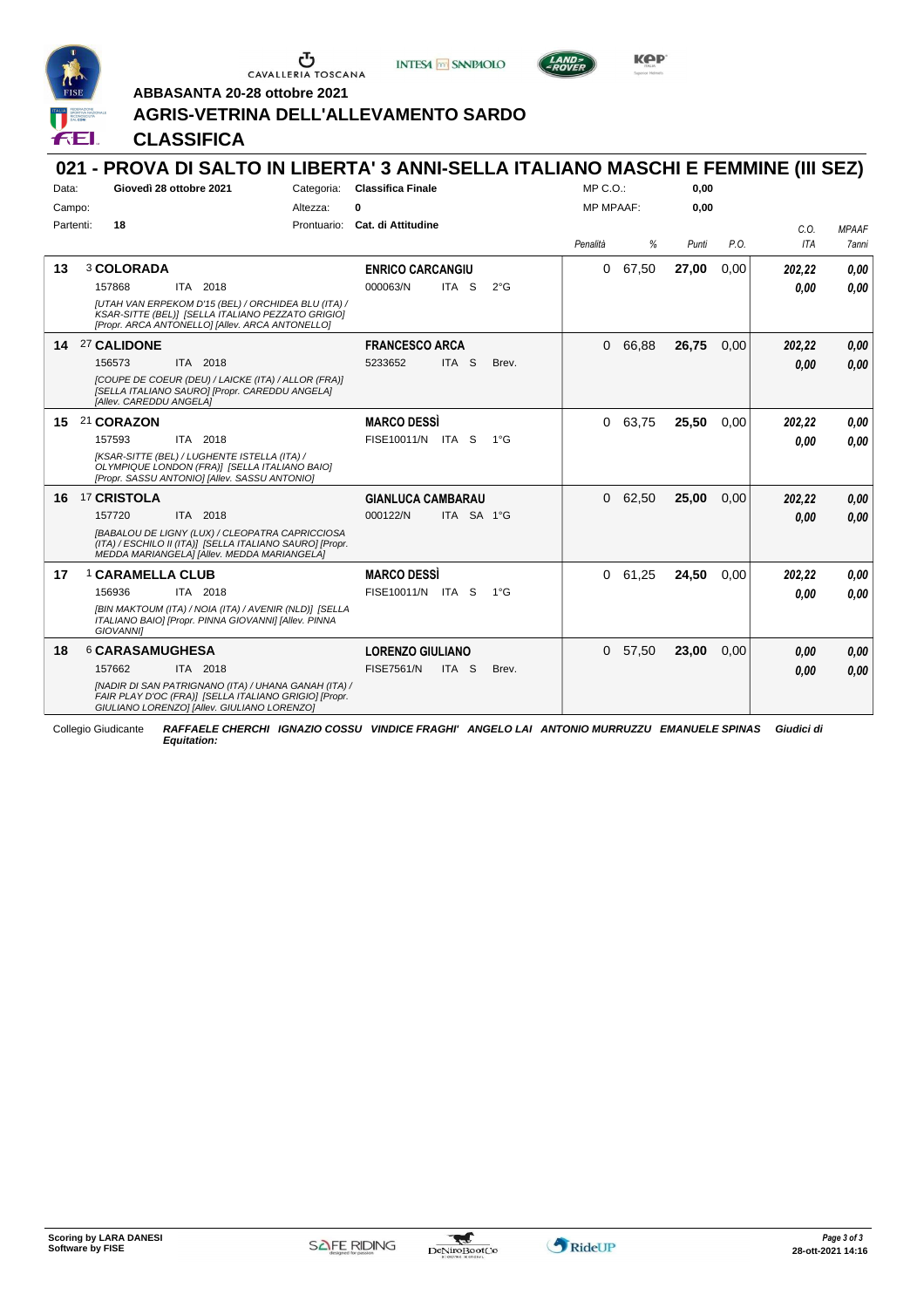ABBASANTA 20-28 ottobre 2021

**AGRIS-VETRINA DELL'ALLEVAMENTO SARDO**

**CLASSIFICA**

## 021 - PROVA DI SALTO IN LIBERTA' 3 ANNI-SELLA ITALIANO MASCHI E FEMMINE (III SEZ)

Data: **Giovedì 28 ottobre 2021** Categoria: **Classifica Finale** MP C.O.: **0,00**

Campo: Altezza: **0** MP MPAAF: **0,00**

Partenti: **18** Prontuario: **Cat. di Attitudine**

| Pos. | Cavallo | Cavaliere | Penalità | % | Punti | P.O. | C.O. ITA | MPAAF 7anni |
|---|---|---|---|---|---|---|---|---|
| **13** | 3 **COLORADA** 157868 ITA 2018 *[UTAH VAN ERPEKOM D'15 (BEL) / ORCHIDEA BLU (ITA) / KSAR-SITTE (BEL)] [SELLA ITALIANO PEZZATO GRIGIO] [Propr. ARCA ANTONELLO] [Allev. ARCA ANTONELLO]* | **ENRICO CARCANGIU** 000063/N ITA S 2°G | 0 | 67,50 | **27,00** | 0,00 | ***202,22*** / ***0,00*** | ***0,00*** / ***0,00*** |
| **14** | 27 **CALIDONE** 156573 ITA 2018 *[COUPE DE COEUR (DEU) / LAICKE (ITA) / ALLOR (FRA)] [SELLA ITALIANO SAURO] [Propr. CAREDDU ANGELA] [Allev. CAREDDU ANGELA]* | **FRANCESCO ARCA** 5233652 ITA S Brev. | 0 | 66,88 | **26,75** | 0,00 | ***202,22*** / ***0,00*** | ***0,00*** / ***0,00*** |
| **15** | 21 **CORAZON** 157593 ITA 2018 *[KSAR-SITTE (BEL) / LUGHENTE ISTELLA (ITA) / OLYMPIQUE LONDON (FRA)] [SELLA ITALIANO BAIO] [Propr. SASSU ANTONIO] [Allev. SASSU ANTONIO]* | **MARCO DESSÌ** FISE10011/N ITA S 1°G | 0 | 63,75 | **25,50** | 0,00 | ***202,22*** / ***0,00*** | ***0,00*** / ***0,00*** |
| **16** | 17 **CRISTOLA** 157720 ITA 2018 *[BABALOU DE LIGNY (LUX) / CLEOPATRA CAPRICCIOSA (ITA) / ESCHILO II (ITA)] [SELLA ITALIANO SAURO] [Propr. MEDDA MARIANGELA] [Allev. MEDDA MARIANGELA]* | **GIANLUCA CAMBARAU** 000122/N ITA SA 1°G | 0 | 62,50 | **25,00** | 0,00 | ***202,22*** / ***0,00*** | ***0,00*** / ***0,00*** |
| **17** | 1 **CARAMELLA CLUB** 156936 ITA 2018 *[BIN MAKTOUM (ITA) / NOIA (ITA) / AVENIR (NLD)] [SELLA ITALIANO BAIO] [Propr. PINNA GIOVANNI] [Allev. PINNA GIOVANNI]* | **MARCO DESSÌ** FISE10011/N ITA S 1°G | 0 | 61,25 | **24,50** | 0,00 | ***202,22*** / ***0,00*** | ***0,00*** / ***0,00*** |
| **18** | 6 **CARASAMUGHESA** 157662 ITA 2018 *[NADIR DI SAN PATRIGNANO (ITA) / UHANA GANAH (ITA) / FAIR PLAY D'OC (FRA)] [SELLA ITALIANO GRIGIO] [Propr. GIULIANO LORENZO] [Allev. GIULIANO LORENZO]* | **LORENZO GIULIANO** FISE7561/N ITA S Brev. | 0 | 57,50 | **23,00** | 0,00 | ***0,00*** / ***0,00*** | ***0,00*** / ***0,00*** |

Collegio Giudicante ***RAFFAELE CHERCHI IGNAZIO COSSU VINDICE FRAGHI' ANGELO LAI ANTONIO MURRUZZU EMANUELE SPINAS Giudici di Equitation:***

**Scoring by LARA DANESI**
**Software by FISE**

**28-ott-2021 14:16**